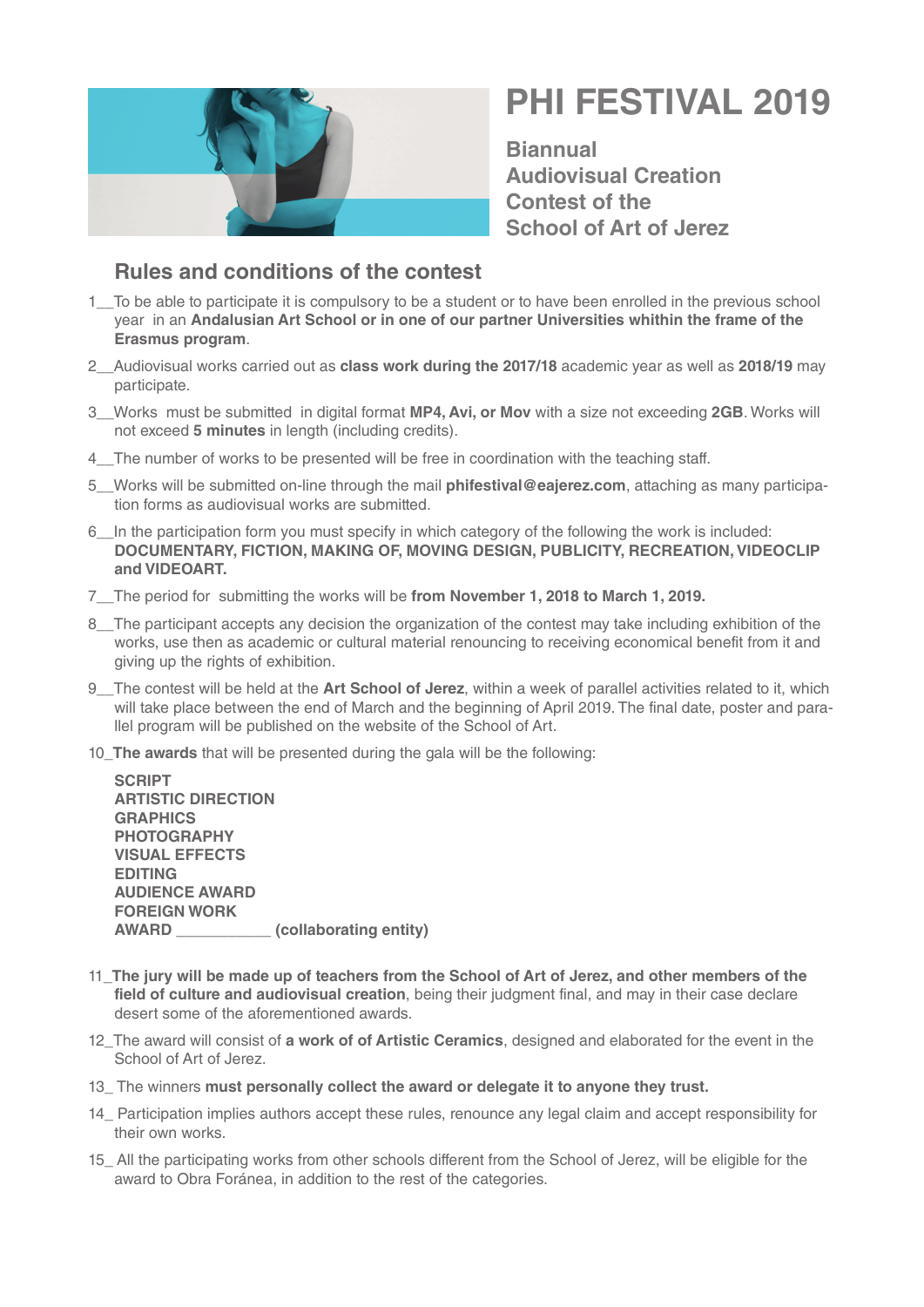# PHI FESTIVAL 2019

**Biannual Audiovisual Creation Contest of the School of Art of Jerez**

## Rules and conditions of the contest

1__To be able to participate it is compulsory to be a student or to have been enrolled in the previous school year in an **Andalusian Art School or in one of our partner Universities whithin the frame of the Erasmus program**.

2__Audiovisual works carried out as **class work during the 2017/18** academic year as well as **2018/19** may participate.

3__Works must be submitted in digital format **MP4, Avi, or Mov** with a size not exceeding **2GB**. Works will not exceed **5 minutes** in length (including credits).

4__The number of works to be presented will be free in coordination with the teaching staff.

5__Works will be submitted on-line through the mail **phifestival@eajerez.com**, attaching as many participation forms as audiovisual works are submitted.

6__In the participation form you must specify in which category of the following the work is included: **DOCUMENTARY, FICTION, MAKING OF, MOVING DESIGN, PUBLICITY, RECREATION, VIDEOCLIP and VIDEOART.**

7__The period for submitting the works will be **from November 1, 2018 to March 1, 2019.**

8__The participant accepts any decision the organization of the contest may take including exhibition of the works, use then as academic or cultural material renouncing to receiving economical benefit from it and giving up the rights of exhibition.

9__The contest will be held at the **Art School of Jerez**, within a week of parallel activities related to it, which will take place between the end of March and the beginning of April 2019. The final date, poster and parallel program will be published on the website of the School of Art.

10_**The awards** that will be presented during the gala will be the following:

**SCRIPT**
**ARTISTIC DIRECTION**
**GRAPHICS**
**PHOTOGRAPHY**
**VISUAL EFFECTS**
**EDITING**
**AUDIENCE AWARD**
**FOREIGN WORK**
**AWARD ___________ (collaborating entity)**

11_**The jury will be made up of teachers from the School of Art of Jerez, and other members of the field of culture and audiovisual creation**, being their judgment final, and may in their case declare desert some of the aforementioned awards.

12_The award will consist of **a work of of Artistic Ceramics**, designed and elaborated for the event in the School of Art of Jerez.

13_ The winners **must personally collect the award or delegate it to anyone they trust.**

14_ Participation implies authors accept these rules, renounce any legal claim and accept responsibility for their own works.

15_ All the participating works from other schools different from the School of Jerez, will be eligible for the award to Obra Foránea, in addition to the rest of the categories.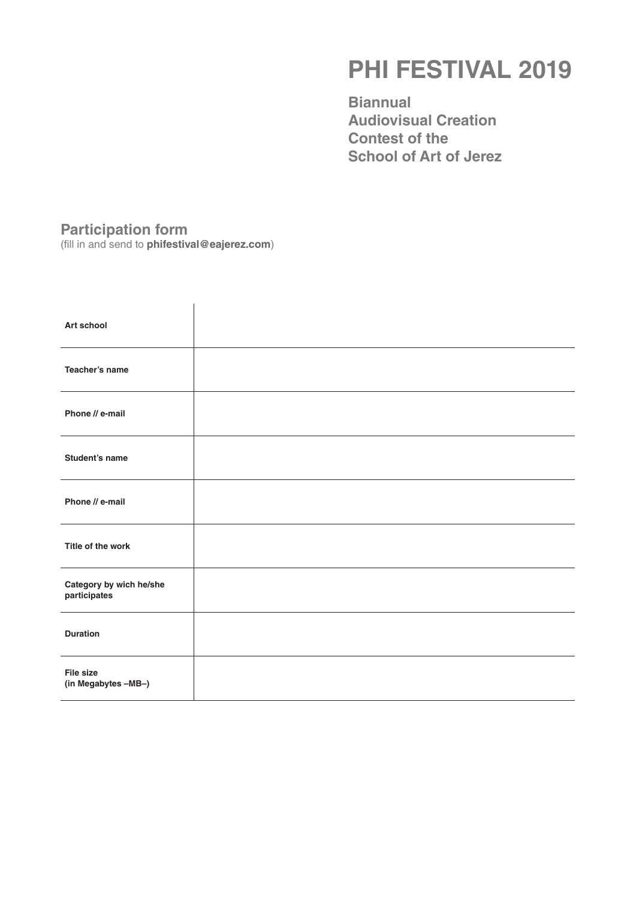# PHI FESTIVAL 2019

**Biannual Audiovisual Creation Contest of the School of Art of Jerez**

## Participation form

(fill in and send to **phifestival@eajerez.com**)

| | |
|---|---|
| **Art school** | |
| **Teacher's name** | |
| **Phone // e-mail** | |
| **Student's name** | |
| **Phone // e-mail** | |
| **Title of the work** | |
| **Category by wich he/she participates** | |
| **Duration** | |
| **File size (in Megabytes –MB–)** | |